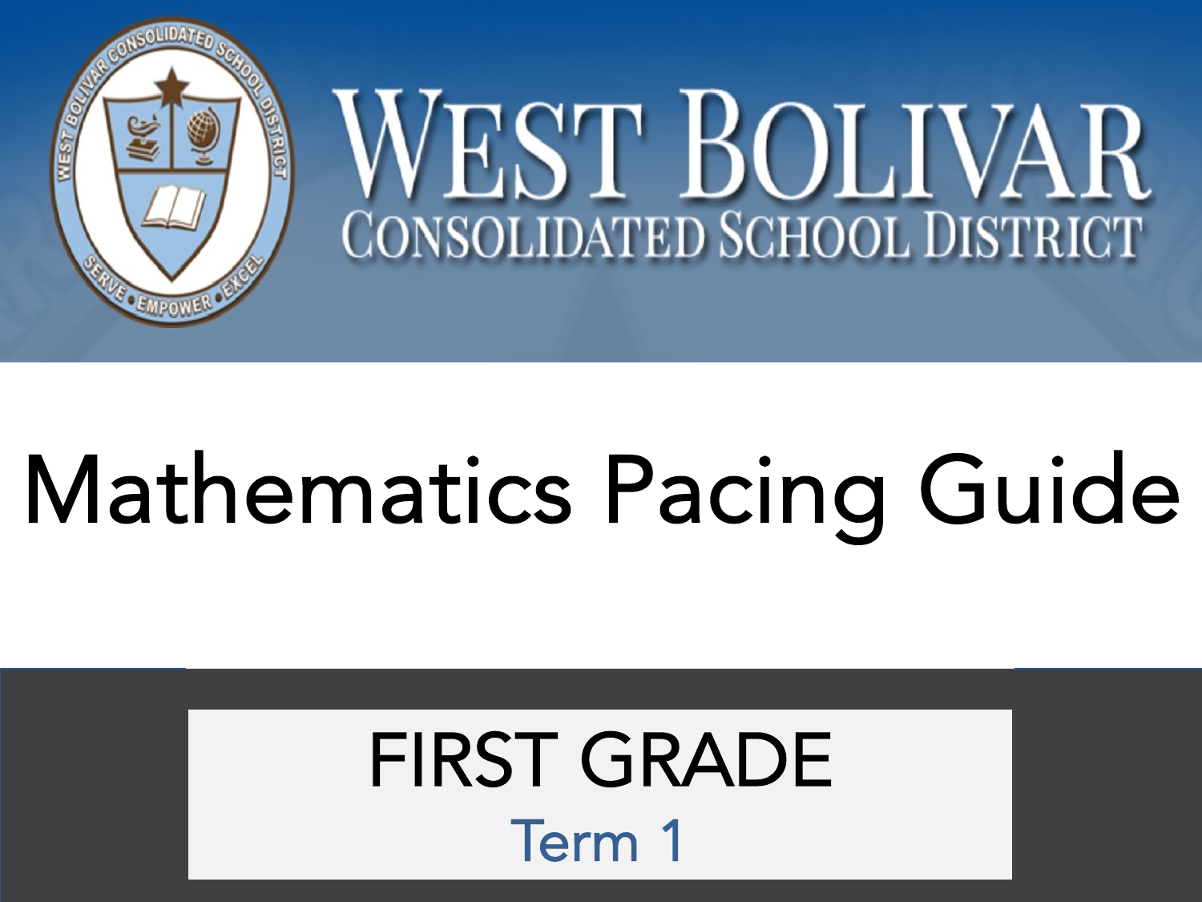# WEST BOLIVAR

## CONSOLIDATED SCHOOL DISTRICT

# Mathematics Pacing Guide

## FIRST GRADE

Term 1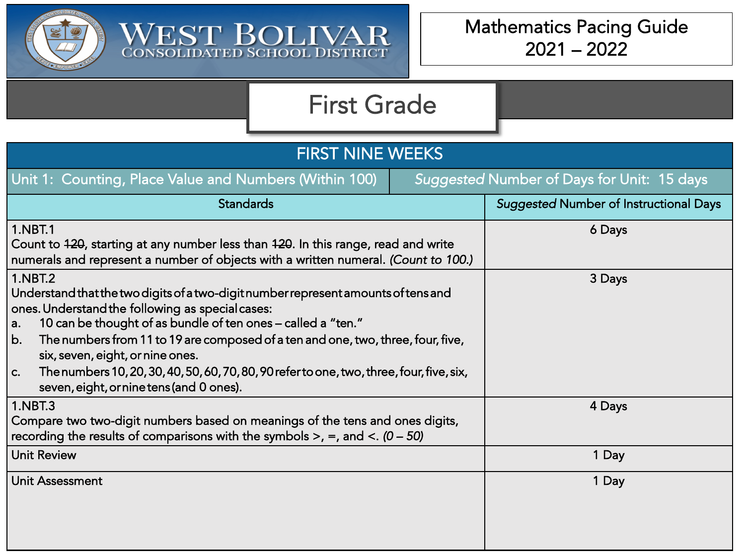West Bolivar Consolidated School District

Mathematics Pacing Guide
2021 – 2022

# First Grade

## FIRST NINE WEEKS

| Unit 1: Counting, Place Value and Numbers (Within 100) | *Suggested* Number of Days for Unit: 15 days |
|---|---|
| **Standards** | ***Suggested* Number of Instructional Days** |
| 1.NBT.1<br>Count to ~~120~~, starting at any number less than ~~120~~. In this range, read and write numerals and represent a number of objects with a written numeral. *(Count to 100.)* | 6 Days |
| 1.NBT.2<br>Understand that the two digits of a two-digit number represent amounts of tens and ones. Understand the following as special cases:<br>a. 10 can be thought of as bundle of ten ones – called a "ten."<br>b. The numbers from 11 to 19 are composed of a ten and one, two, three, four, five, six, seven, eight, or nine ones.<br>c. The numbers 10, 20, 30, 40, 50, 60, 70, 80, 90 refer to one, two, three, four, five, six, seven, eight, or nine tens (and 0 ones). | 3 Days |
| 1.NBT.3<br>Compare two two-digit numbers based on meanings of the tens and ones digits, recording the results of comparisons with the symbols >, =, and <. *(0 – 50)* | 4 Days |
| Unit Review | 1 Day |
| Unit Assessment | 1 Day |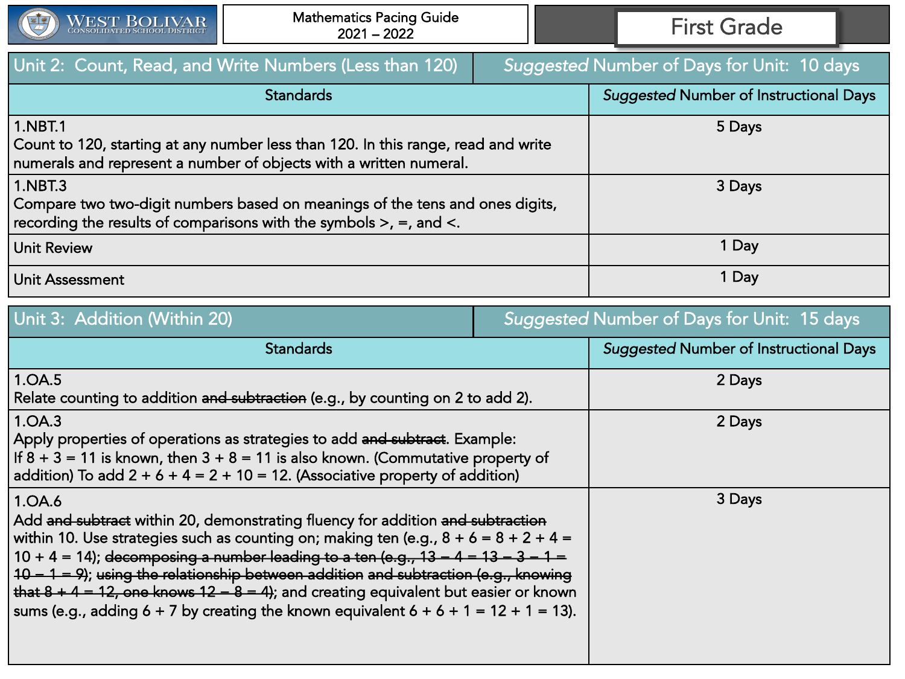| Unit 2: Count, Read, and Write Numbers (Less than 120) | *Suggested* Number of Days for Unit: 10 days |
|---|---|
| **Standards** | ***Suggested* Number of Instructional Days** |
| 1.NBT.1<br>Count to 120, starting at any number less than 120. In this range, read and write numerals and represent a number of objects with a written numeral. | 5 Days |
| 1.NBT.3<br>Compare two two-digit numbers based on meanings of the tens and ones digits, recording the results of comparisons with the symbols >, =, and <. | 3 Days |
| Unit Review | 1 Day |
| Unit Assessment | 1 Day |

| Unit 3: Addition (Within 20) | *Suggested* Number of Days for Unit: 15 days |
|---|---|
| **Standards** | ***Suggested* Number of Instructional Days** |
| 1.OA.5<br>Relate counting to addition ~~and subtraction~~ (e.g., by counting on 2 to add 2). | 2 Days |
| 1.OA.3<br>Apply properties of operations as strategies to add ~~and subtract~~. Example: If 8 + 3 = 11 is known, then 3 + 8 = 11 is also known. (Commutative property of addition) To add 2 + 6 + 4 = 2 + 10 = 12. (Associative property of addition) | 2 Days |
| 1.OA.6<br>Add ~~and subtract~~ within 20, demonstrating fluency for addition ~~and subtraction~~ within 10. Use strategies such as counting on; making ten (e.g., 8 + 6 = 8 + 2 + 4 = 10 + 4 = 14); ~~decomposing a number leading to a ten (e.g., 13 – 4 = 13 – 3 – 1 = 10 – 1 = 9)~~; ~~using the relationship between addition and subtraction (e.g., knowing that 8 + 4 = 12, one knows 12 – 8 = 4)~~; and creating equivalent but easier or known sums (e.g., adding 6 + 7 by creating the known equivalent 6 + 6 + 1 = 12 + 1 = 13). | 3 Days |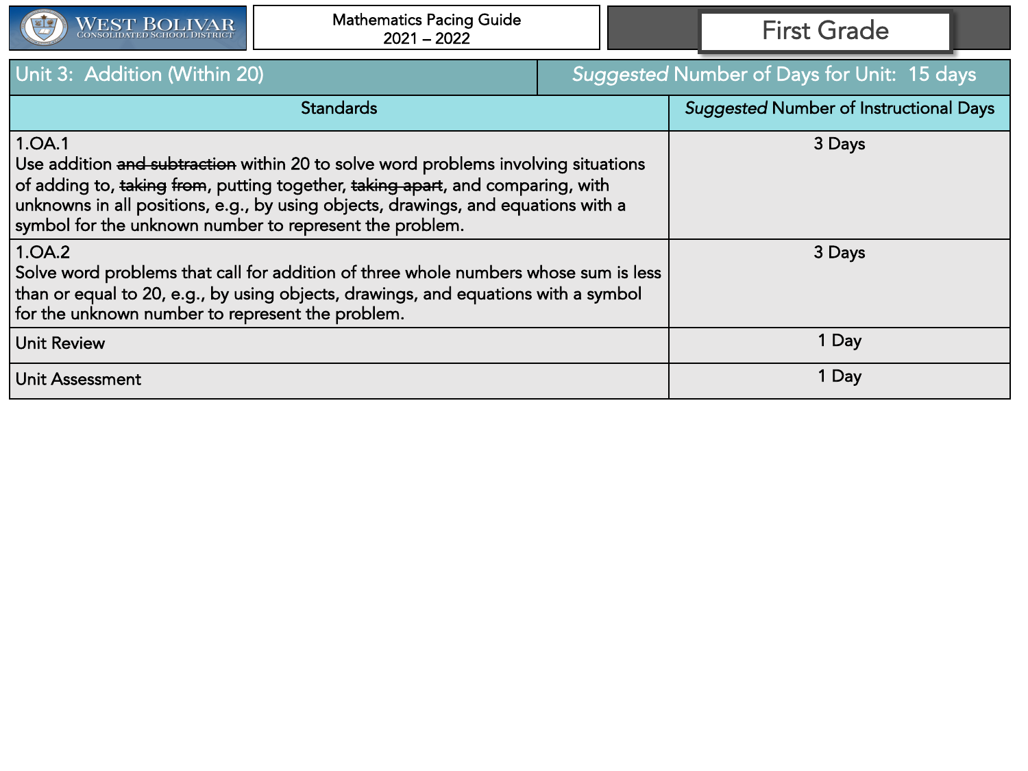West Bolivar Consolidated School District

Mathematics Pacing Guide
2021 – 2022

First Grade

| Unit 3: Addition (Within 20) | *Suggested* Number of Days for Unit: 15 days |
|---|---|
| **Standards** | ***Suggested* Number of Instructional Days** |
| 1.OA.1<br>Use addition ~~and subtraction~~ within 20 to solve word problems involving situations of adding to, ~~taking from~~, putting together, ~~taking apart~~, and comparing, with unknowns in all positions, e.g., by using objects, drawings, and equations with a symbol for the unknown number to represent the problem. | 3 Days |
| 1.OA.2<br>Solve word problems that call for addition of three whole numbers whose sum is less than or equal to 20, e.g., by using objects, drawings, and equations with a symbol for the unknown number to represent the problem. | 3 Days |
| Unit Review | 1 Day |
| Unit Assessment | 1 Day |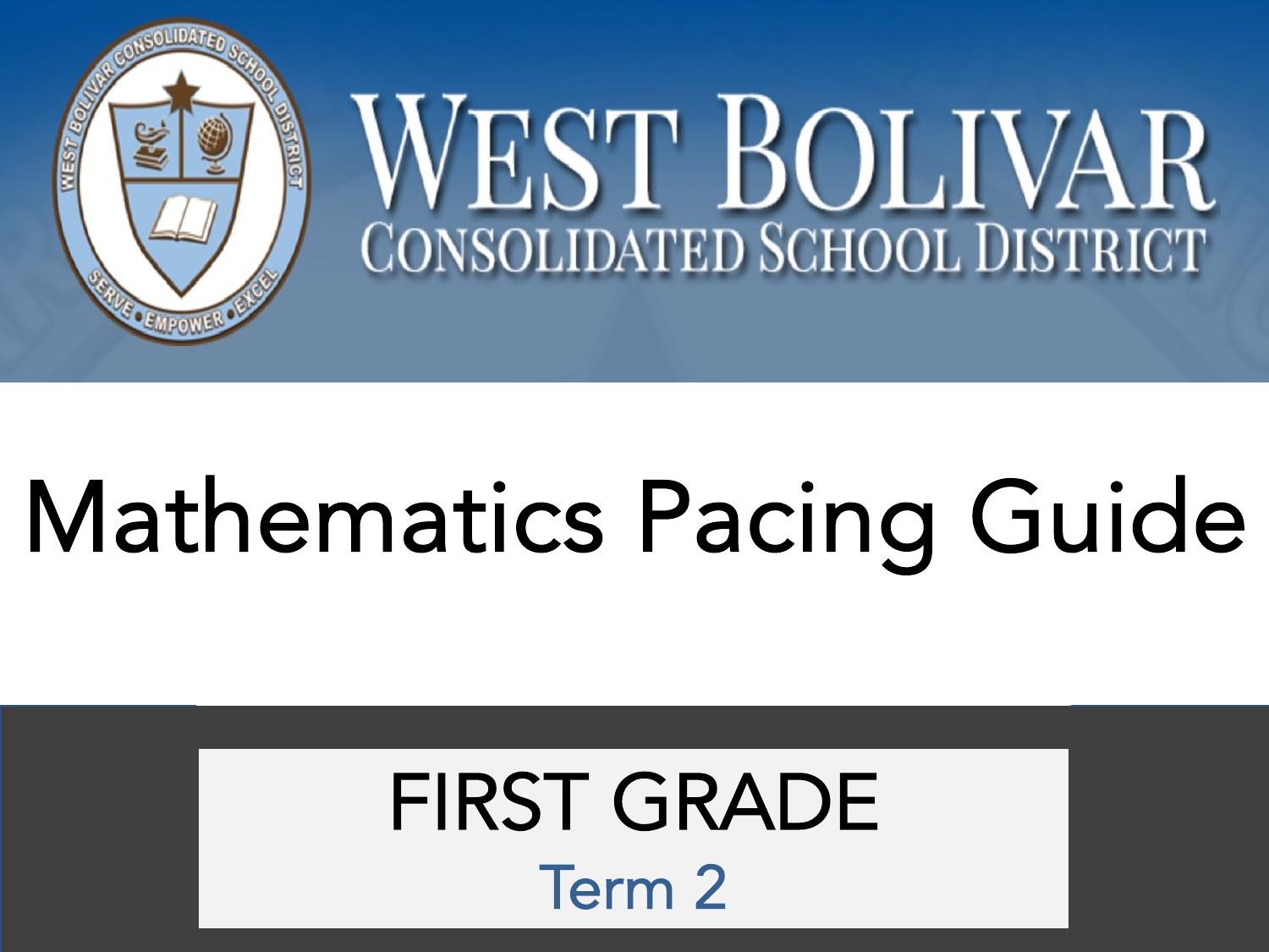# WEST BOLIVAR

## CONSOLIDATED SCHOOL DISTRICT

# Mathematics Pacing Guide

## FIRST GRADE

### Term 2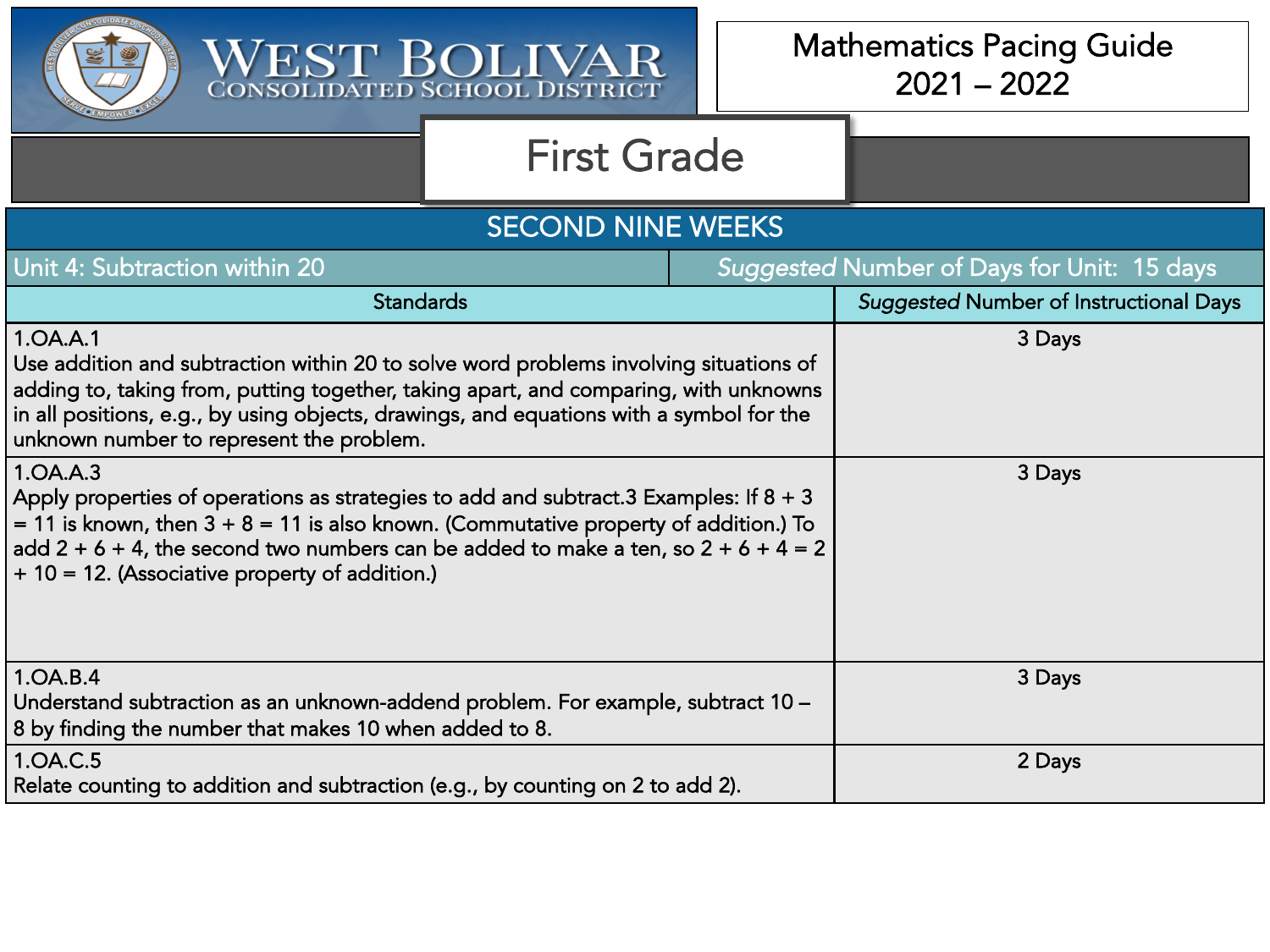# West Bolivar Consolidated School District

## Mathematics Pacing Guide 2021 – 2022

## First Grade

### SECOND NINE WEEKS

| Unit 4: Subtraction within 20 | *Suggested* Number of Days for Unit: 15 days |
|---|---|
| **Standards** | ***Suggested*** **Number of Instructional Days** |
| 1.OA.A.1<br>Use addition and subtraction within 20 to solve word problems involving situations of adding to, taking from, putting together, taking apart, and comparing, with unknowns in all positions, e.g., by using objects, drawings, and equations with a symbol for the unknown number to represent the problem. | 3 Days |
| 1.OA.A.3<br>Apply properties of operations as strategies to add and subtract.3 Examples: If 8 + 3 = 11 is known, then 3 + 8 = 11 is also known. (Commutative property of addition.) To add 2 + 6 + 4, the second two numbers can be added to make a ten, so 2 + 6 + 4 = 2 + 10 = 12. (Associative property of addition.) | 3 Days |
| 1.OA.B.4<br>Understand subtraction as an unknown-addend problem. For example, subtract 10 – 8 by finding the number that makes 10 when added to 8. | 3 Days |
| 1.OA.C.5<br>Relate counting to addition and subtraction (e.g., by counting on 2 to add 2). | 2 Days |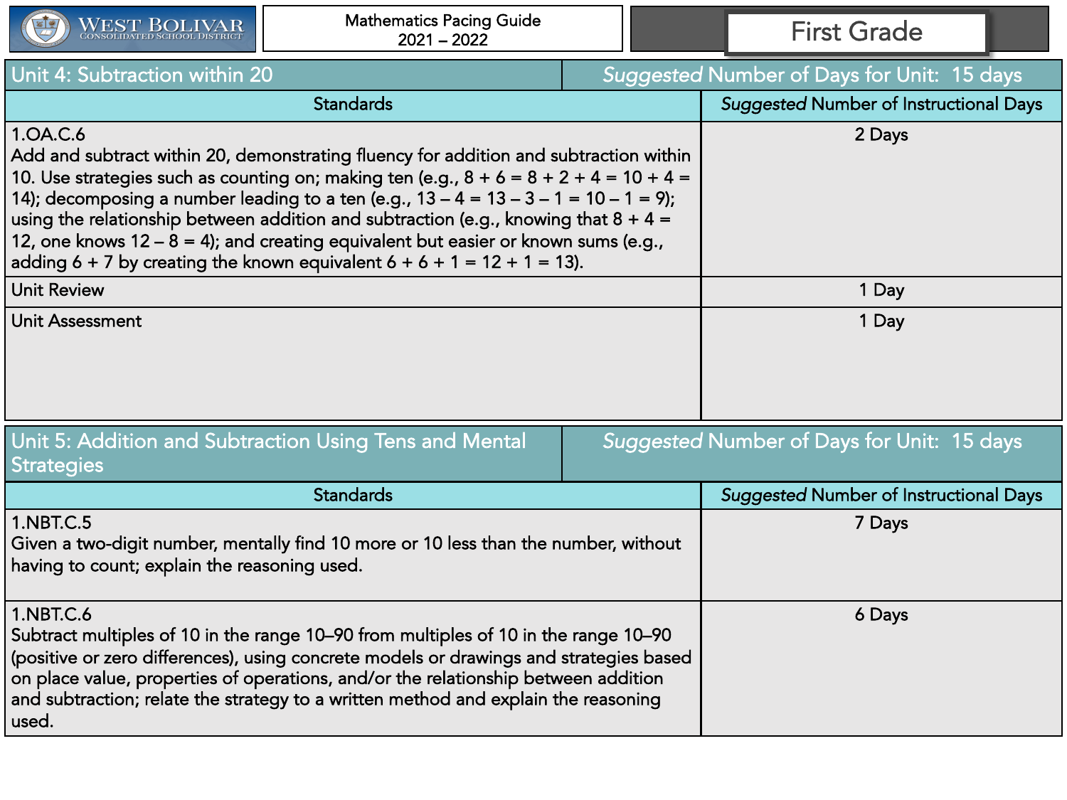## Unit 4: Subtraction within 20

*Suggested* Number of Days for Unit: 15 days

| Standards | *Suggested* Number of Instructional Days |
|---|---|
| 1.OA.C.6<br>Add and subtract within 20, demonstrating fluency for addition and subtraction within 10. Use strategies such as counting on; making ten (e.g., 8 + 6 = 8 + 2 + 4 = 10 + 4 = 14); decomposing a number leading to a ten (e.g., 13 – 4 = 13 – 3 – 1 = 10 – 1 = 9); using the relationship between addition and subtraction (e.g., knowing that 8 + 4 = 12, one knows 12 – 8 = 4); and creating equivalent but easier or known sums (e.g., adding 6 + 7 by creating the known equivalent 6 + 6 + 1 = 12 + 1 = 13). | 2 Days |
| Unit Review | 1 Day |
| Unit Assessment | 1 Day |

## Unit 5: Addition and Subtraction Using Tens and Mental Strategies

*Suggested* Number of Days for Unit: 15 days

| Standards | *Suggested* Number of Instructional Days |
|---|---|
| 1.NBT.C.5<br>Given a two-digit number, mentally find 10 more or 10 less than the number, without having to count; explain the reasoning used. | 7 Days |
| 1.NBT.C.6<br>Subtract multiples of 10 in the range 10–90 from multiples of 10 in the range 10–90 (positive or zero differences), using concrete models or drawings and strategies based on place value, properties of operations, and/or the relationship between addition and subtraction; relate the strategy to a written method and explain the reasoning used. | 6 Days |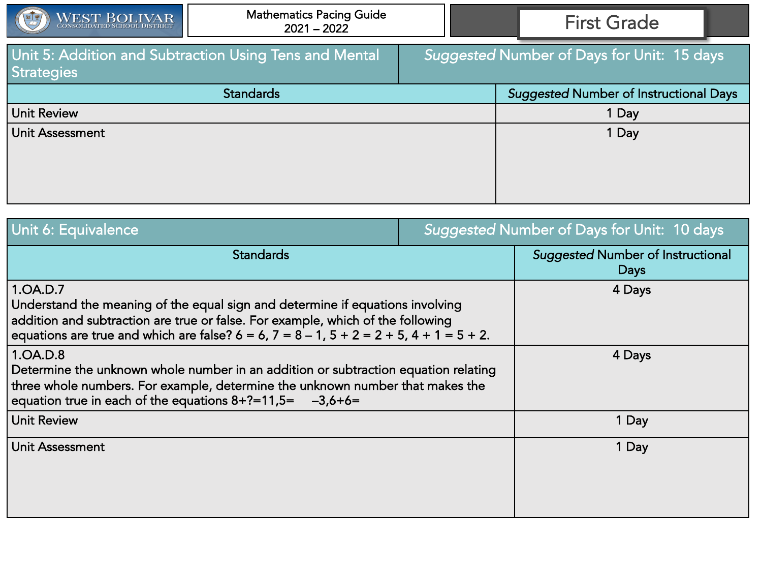| Unit 5: Addition and Subtraction Using Tens and Mental Strategies | *Suggested* Number of Days for Unit: 15 days |
|---|---|
| **Standards** | ***Suggested* Number of Instructional Days** |
| Unit Review | 1 Day |
| Unit Assessment | 1 Day |

| Unit 6: Equivalence | *Suggested* Number of Days for Unit: 10 days |
|---|---|
| **Standards** | ***Suggested* Number of Instructional Days** |
| 1.OA.D.7<br>Understand the meaning of the equal sign and determine if equations involving addition and subtraction are true or false. For example, which of the following equations are true and which are false? $6 = 6$, $7 = 8 – 1$, $5 + 2 = 2 + 5$, $4 + 1 = 5 + 2$. | 4 Days |
| 1.OA.D.8<br>Determine the unknown whole number in an addition or subtraction equation relating three whole numbers. For example, determine the unknown number that makes the equation true in each of the equations $8+?=11$, $5= \quad –3$, $6+6=$ | 4 Days |
| Unit Review | 1 Day |
| Unit Assessment | 1 Day |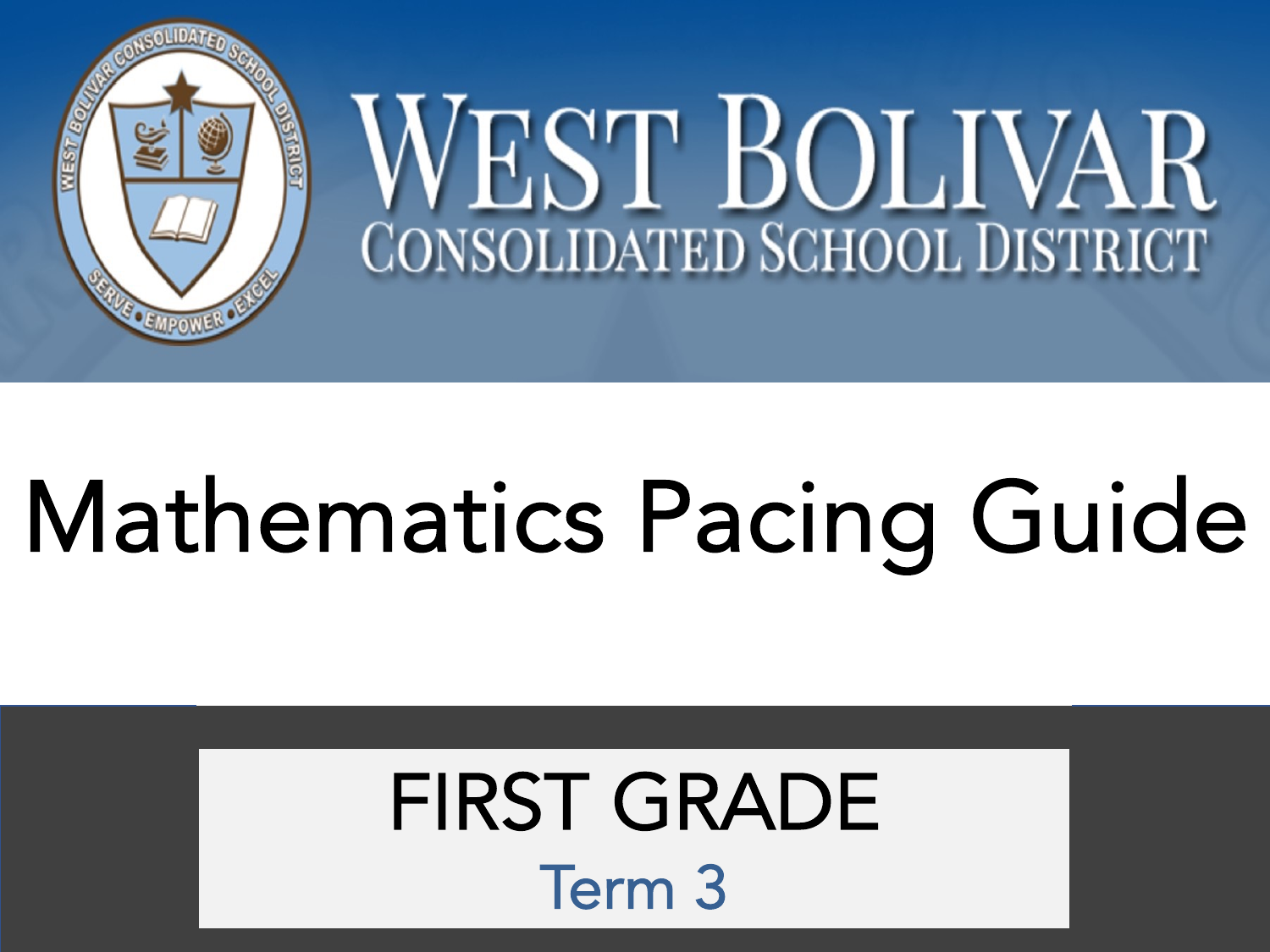# WEST BOLIVAR CONSOLIDATED SCHOOL DISTRICT

# Mathematics Pacing Guide

## FIRST GRADE

### Term 3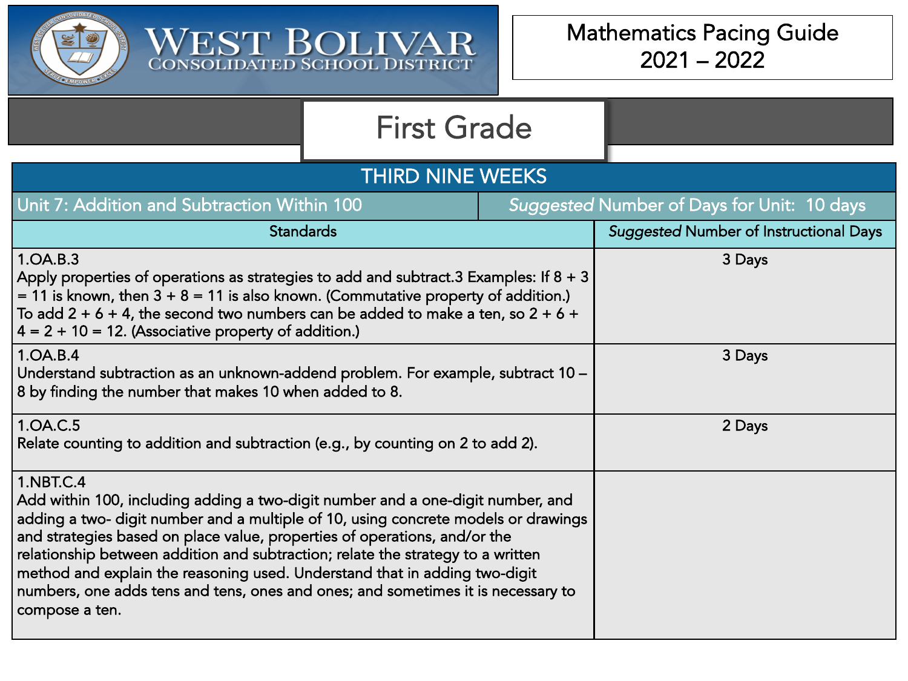West Bolivar Consolidated School District

Mathematics Pacing Guide 2021 – 2022

# First Grade

## THIRD NINE WEEKS

| Unit 7: Addition and Subtraction Within 100 | *Suggested* Number of Days for Unit: 10 days |
|---|---|
| **Standards** | ***Suggested* Number of Instructional Days** |
| 1.OA.B.3<br>Apply properties of operations as strategies to add and subtract.3 Examples: If 8 + 3 = 11 is known, then 3 + 8 = 11 is also known. (Commutative property of addition.) To add 2 + 6 + 4, the second two numbers can be added to make a ten, so 2 + 6 + 4 = 2 + 10 = 12. (Associative property of addition.) | 3 Days |
| 1.OA.B.4<br>Understand subtraction as an unknown-addend problem. For example, subtract 10 – 8 by finding the number that makes 10 when added to 8. | 3 Days |
| 1.OA.C.5<br>Relate counting to addition and subtraction (e.g., by counting on 2 to add 2). | 2 Days |
| 1.NBT.C.4<br>Add within 100, including adding a two-digit number and a one-digit number, and adding a two- digit number and a multiple of 10, using concrete models or drawings and strategies based on place value, properties of operations, and/or the relationship between addition and subtraction; relate the strategy to a written method and explain the reasoning used. Understand that in adding two-digit numbers, one adds tens and tens, ones and ones; and sometimes it is necessary to compose a ten. | |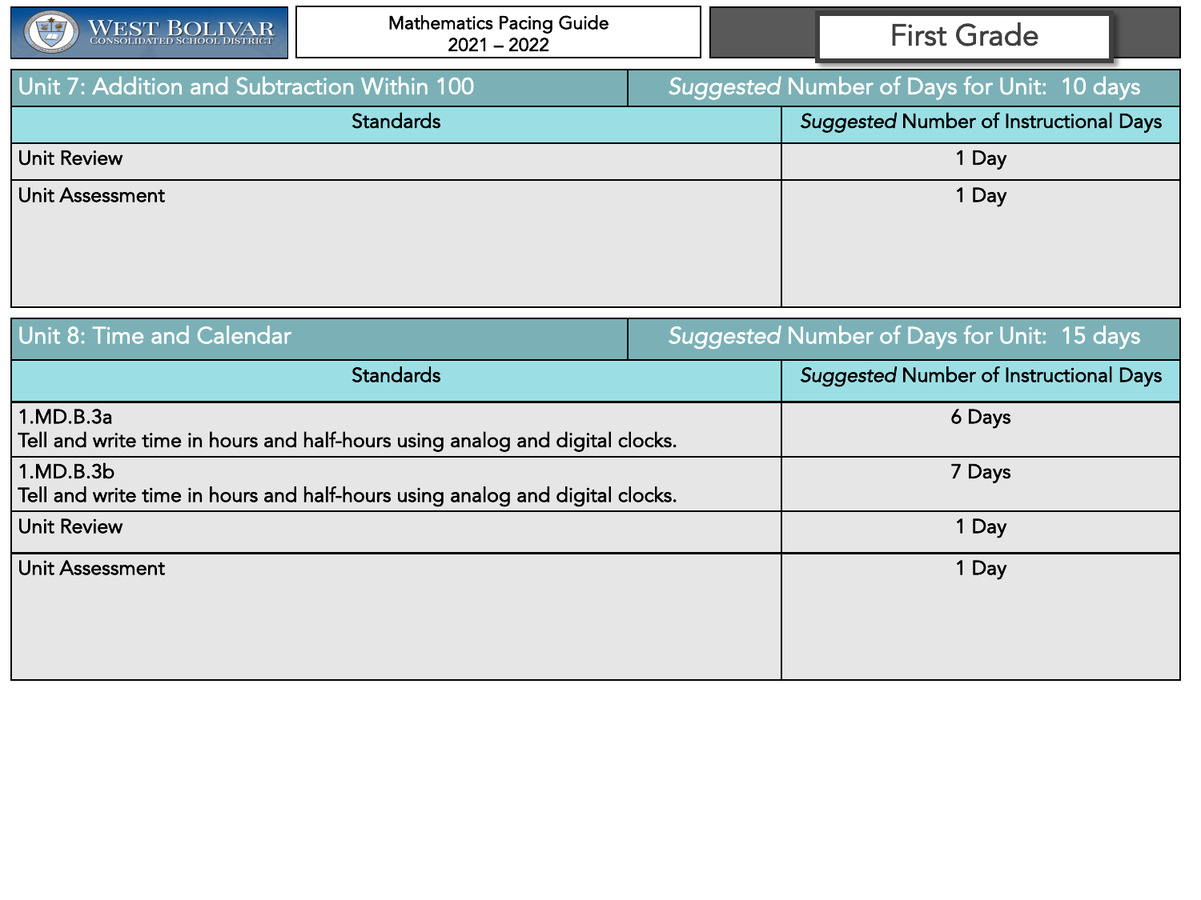West Bolivar Consolidated School District

Mathematics Pacing Guide
2021 – 2022

First Grade

| Unit 7: Addition and Subtraction Within 100 | *Suggested* Number of Days for Unit: 10 days |
|---|---|
| **Standards** | ***Suggested* Number of Instructional Days** |
| Unit Review | 1 Day |
| Unit Assessment | 1 Day |

| Unit 8: Time and Calendar | *Suggested* Number of Days for Unit: 15 days |
|---|---|
| **Standards** | ***Suggested* Number of Instructional Days** |
| 1.MD.B.3a<br>Tell and write time in hours and half-hours using analog and digital clocks. | 6 Days |
| 1.MD.B.3b<br>Tell and write time in hours and half-hours using analog and digital clocks. | 7 Days |
| Unit Review | 1 Day |
| Unit Assessment | 1 Day |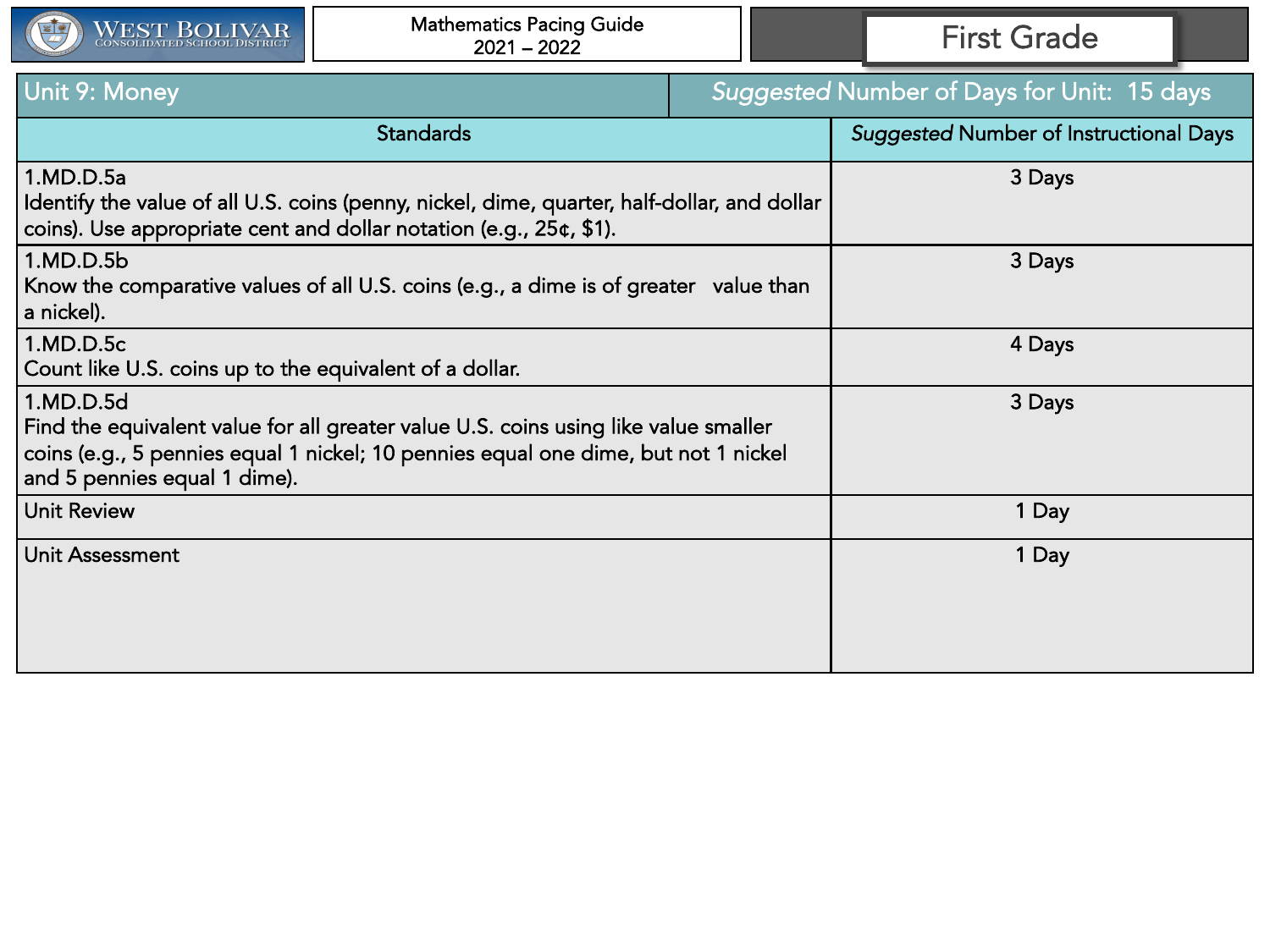| Unit 9: Money | *Suggested* Number of Days for Unit: 15 days |
|---|---|
| **Standards** | ***Suggested* Number of Instructional Days** |
| 1.MD.D.5a<br>Identify the value of all U.S. coins (penny, nickel, dime, quarter, half-dollar, and dollar coins). Use appropriate cent and dollar notation (e.g., 25¢, $1). | 3 Days |
| 1.MD.D.5b<br>Know the comparative values of all U.S. coins (e.g., a dime is of greater value than a nickel). | 3 Days |
| 1.MD.D.5c<br>Count like U.S. coins up to the equivalent of a dollar. | 4 Days |
| 1.MD.D.5d<br>Find the equivalent value for all greater value U.S. coins using like value smaller coins (e.g., 5 pennies equal 1 nickel; 10 pennies equal one dime, but not 1 nickel and 5 pennies equal 1 dime). | 3 Days |
| Unit Review | 1 Day |
| Unit Assessment | 1 Day |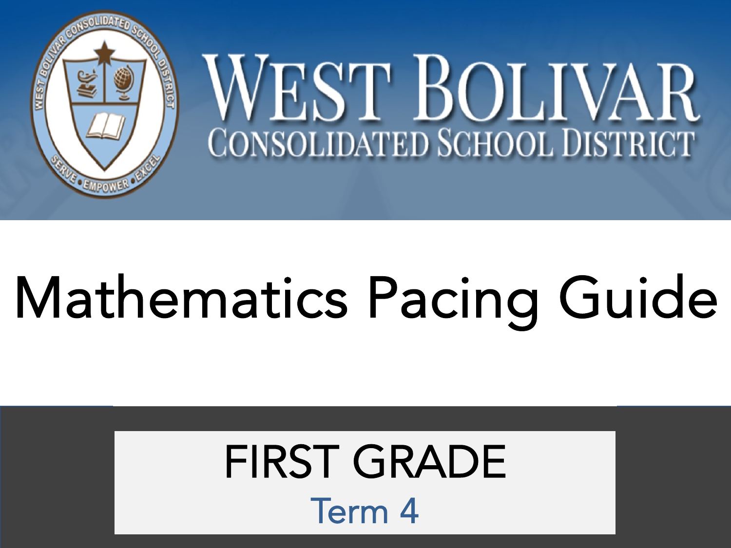# West Bolivar Consolidated School District

# Mathematics Pacing Guide

## FIRST GRADE

### Term 4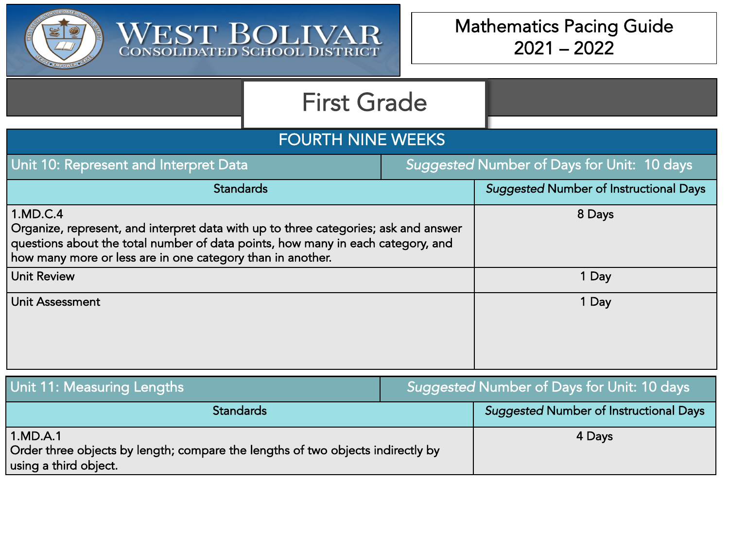WEST BOLIVAR CONSOLIDATED SCHOOL DISTRICT

# Mathematics Pacing Guide 2021 – 2022

## First Grade

## FOURTH NINE WEEKS

| Unit 10: Represent and Interpret Data | *Suggested* Number of Days for Unit: 10 days |
|---|---|
| Standards | *Suggested* Number of Instructional Days |
| 1.MD.C.4<br>Organize, represent, and interpret data with up to three categories; ask and answer questions about the total number of data points, how many in each category, and how many more or less are in one category than in another. | 8 Days |
| Unit Review | 1 Day |
| Unit Assessment | 1 Day |

| Unit 11: Measuring Lengths | *Suggested* Number of Days for Unit: 10 days |
|---|---|
| Standards | *Suggested* Number of Instructional Days |
| 1.MD.A.1<br>Order three objects by length; compare the lengths of two objects indirectly by using a third object. | 4 Days |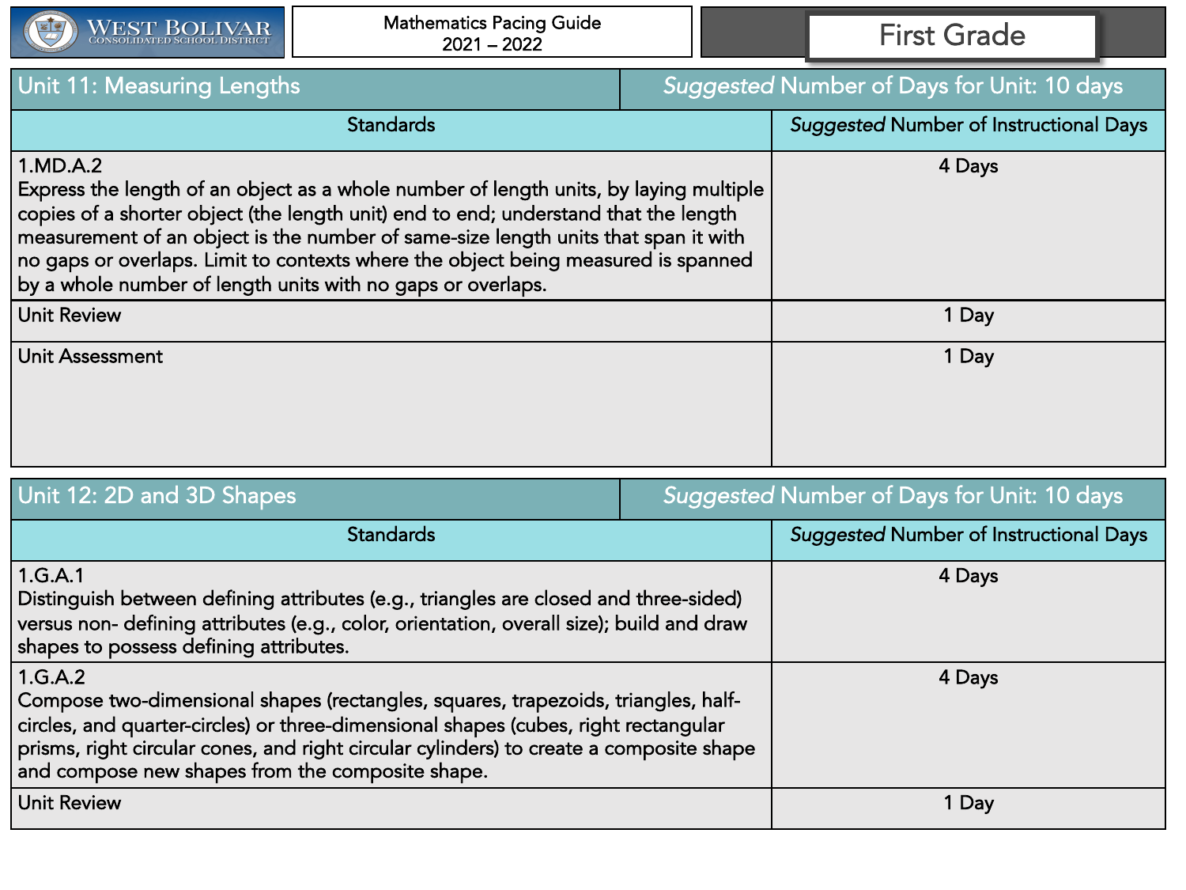| Unit 11: Measuring Lengths | *Suggested* Number of Days for Unit: 10 days |
|---|---|
| **Standards** | ***Suggested* Number of Instructional Days** |
| 1.MD.A.2<br>Express the length of an object as a whole number of length units, by laying multiple copies of a shorter object (the length unit) end to end; understand that the length measurement of an object is the number of same-size length units that span it with no gaps or overlaps. Limit to contexts where the object being measured is spanned by a whole number of length units with no gaps or overlaps. | 4 Days |
| Unit Review | 1 Day |
| Unit Assessment | 1 Day |

| Unit 12: 2D and 3D Shapes | *Suggested* Number of Days for Unit: 10 days |
|---|---|
| **Standards** | ***Suggested* Number of Instructional Days** |
| 1.G.A.1<br>Distinguish between defining attributes (e.g., triangles are closed and three-sided) versus non- defining attributes (e.g., color, orientation, overall size); build and draw shapes to possess defining attributes. | 4 Days |
| 1.G.A.2<br>Compose two-dimensional shapes (rectangles, squares, trapezoids, triangles, half-circles, and quarter-circles) or three-dimensional shapes (cubes, right rectangular prisms, right circular cones, and right circular cylinders) to create a composite shape and compose new shapes from the composite shape. | 4 Days |
| Unit Review | 1 Day |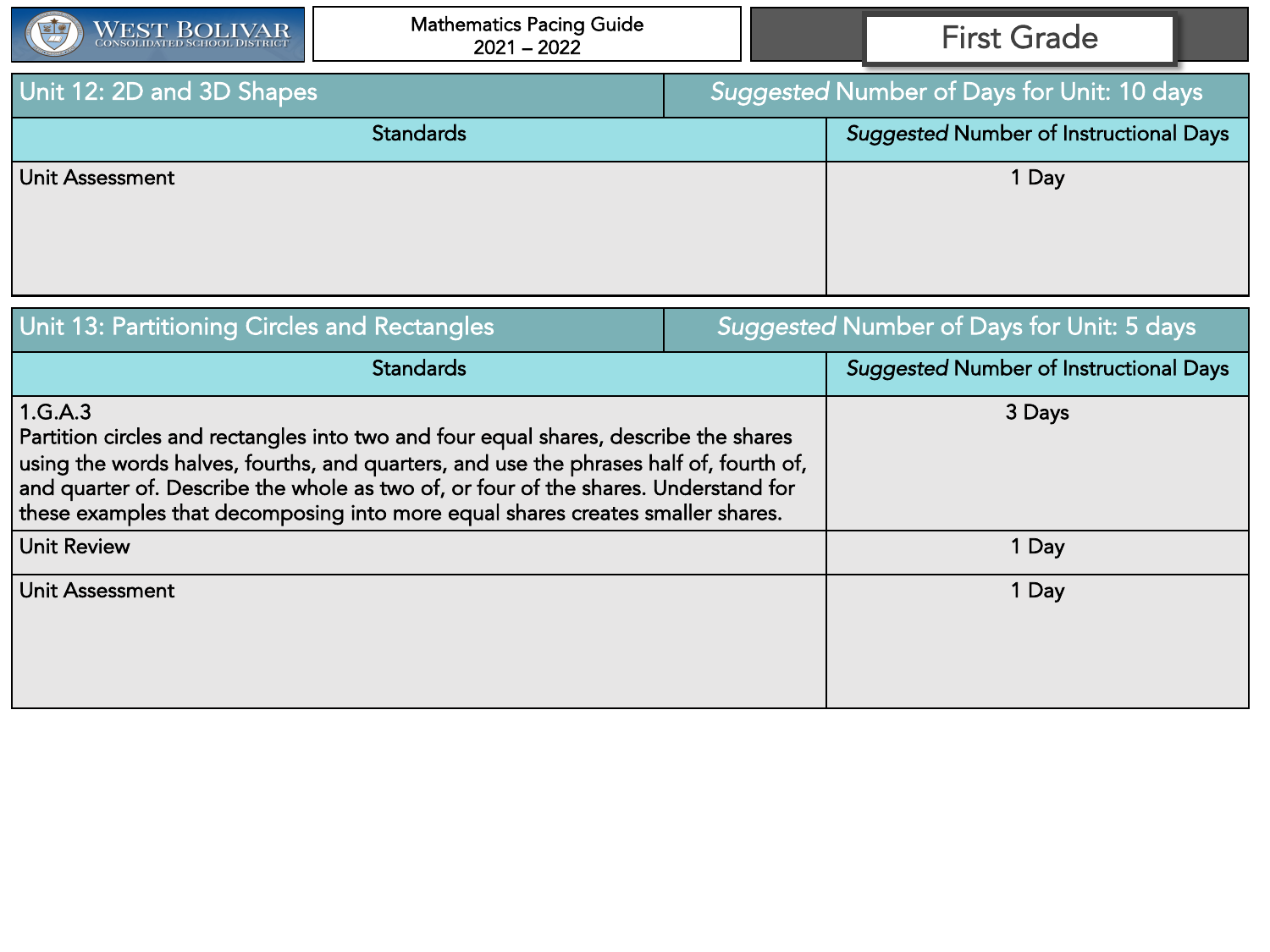## Unit 12: 2D and 3D Shapes

*Suggested* Number of Days for Unit: 10 days

| Standards | *Suggested* Number of Instructional Days |
| --- | --- |
| Unit Assessment | 1 Day |

## Unit 13: Partitioning Circles and Rectangles

*Suggested* Number of Days for Unit: 5 days

| Standards | *Suggested* Number of Instructional Days |
| --- | --- |
| 1.G.A.3<br>Partition circles and rectangles into two and four equal shares, describe the shares using the words halves, fourths, and quarters, and use the phrases half of, fourth of, and quarter of. Describe the whole as two of, or four of the shares. Understand for these examples that decomposing into more equal shares creates smaller shares. | 3 Days |
| Unit Review | 1 Day |
| Unit Assessment | 1 Day |